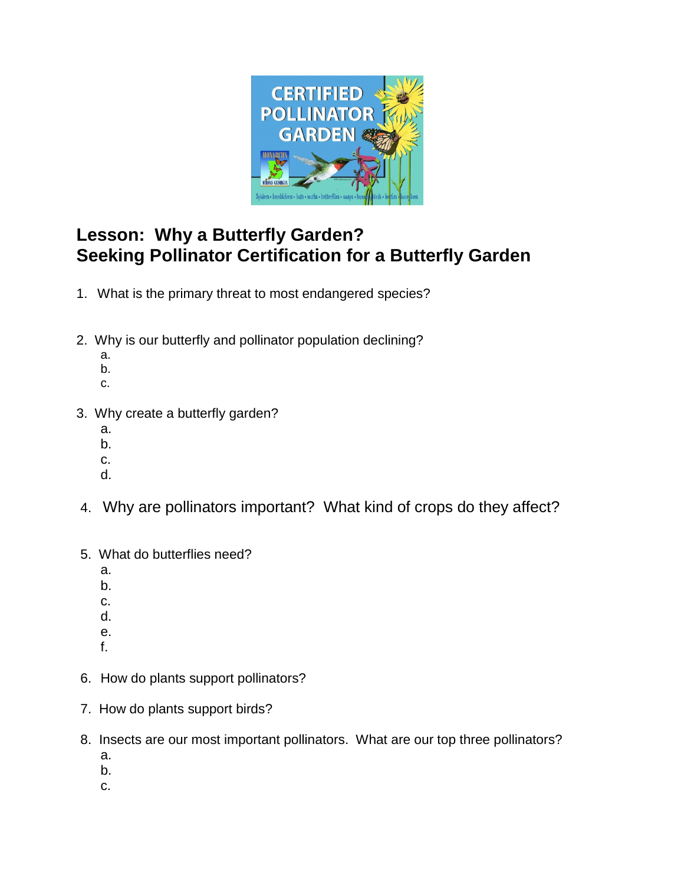## Lesson: Why a Butterfly Garden?
## Seeking Pollinator Certification for a Butterfly Garden

1. What is the primary threat to most endangered species?

2. Why is our butterfly and pollinator population declining?
   a.
   b.
   c.

3. Why create a butterfly garden?
   a.
   b.
   c.
   d.

4. Why are pollinators important? What kind of crops do they affect?

5. What do butterflies need?
   a.
   b.
   c.
   d.
   e.
   f.

6. How do plants support pollinators?

7. How do plants support birds?

8. Insects are our most important pollinators. What are our top three pollinators?
   a.
   b.
   c.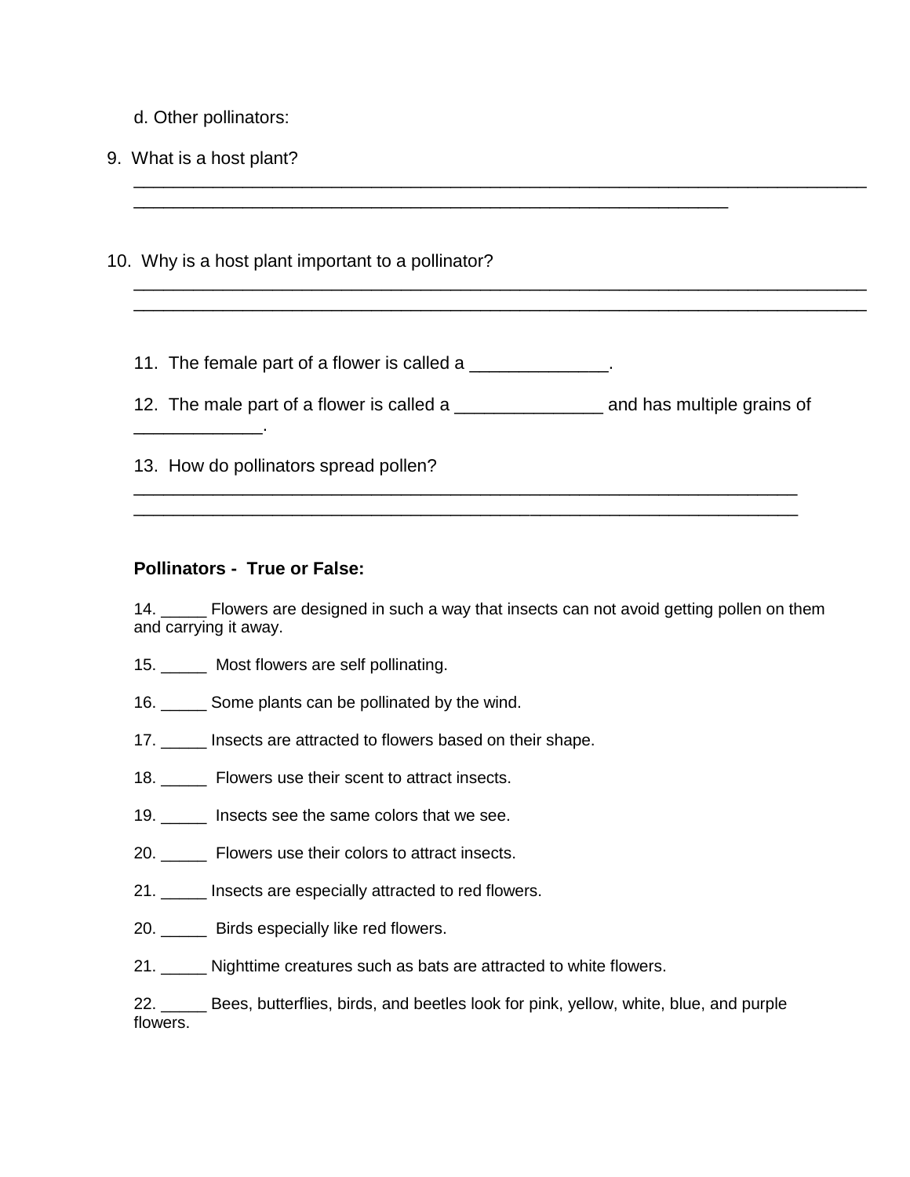d. Other pollinators:

9. What is a host plant?
_____________________________________________________________________________
_______________________________________________________________

10. Why is a host plant important to a pollinator?
_____________________________________________________________________________
_____________________________________________________________________________

11. The female part of a flower is called a ______________.

12. The male part of a flower is called a _______________ and has multiple grains of _____________.

13. How do pollinators spread pollen?
______________________________________________________________________
______________________________________________________________________

**Pollinators - True or False:**

14. _____ Flowers are designed in such a way that insects can not avoid getting pollen on them and carrying it away.

15. _____ Most flowers are self pollinating.

16. _____ Some plants can be pollinated by the wind.

17. _____ Insects are attracted to flowers based on their shape.

18. _____ Flowers use their scent to attract insects.

19. _____ Insects see the same colors that we see.

20. _____ Flowers use their colors to attract insects.

21. _____ Insects are especially attracted to red flowers.

20. _____ Birds especially like red flowers.

21. _____ Nighttime creatures such as bats are attracted to white flowers.

22. _____ Bees, butterflies, birds, and beetles look for pink, yellow, white, blue, and purple flowers.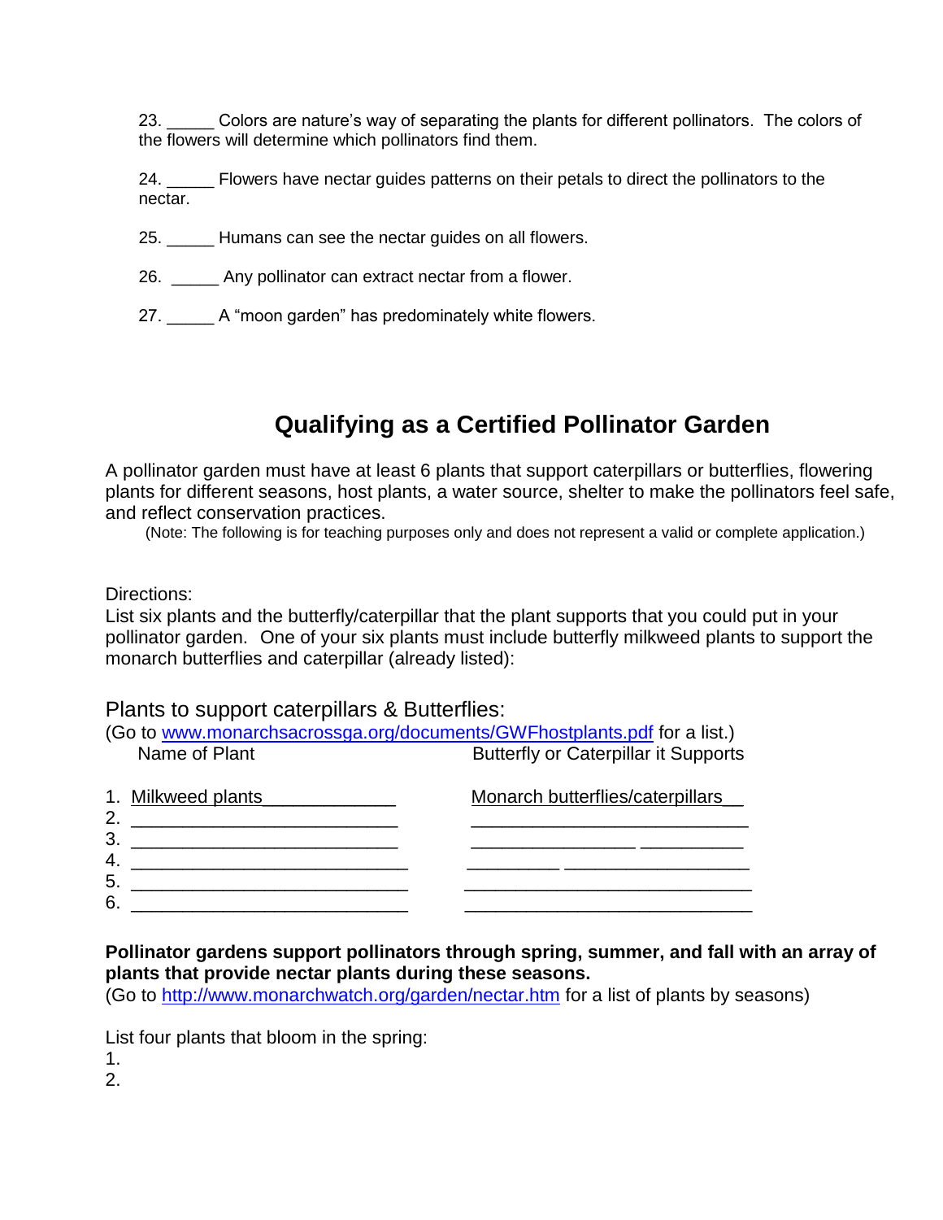23. _____ Colors are nature's way of separating the plants for different pollinators. The colors of the flowers will determine which pollinators find them.

24. _____ Flowers have nectar guides patterns on their petals to direct the pollinators to the nectar.

25. _____ Humans can see the nectar guides on all flowers.

26. _____ Any pollinator can extract nectar from a flower.

27. _____ A "moon garden" has predominately white flowers.

## Qualifying as a Certified Pollinator Garden

A pollinator garden must have at least 6 plants that support caterpillars or butterflies, flowering plants for different seasons, host plants, a water source, shelter to make the pollinators feel safe, and reflect conservation practices.

(Note: The following is for teaching purposes only and does not represent a valid or complete application.)

Directions:
List six plants and the butterfly/caterpillar that the plant supports that you could put in your pollinator garden. One of your six plants must include butterfly milkweed plants to support the monarch butterflies and caterpillar (already listed):

Plants to support caterpillars & Butterflies:
(Go to www.monarchsacrossga.org/documents/GWFhostplants.pdf for a list.)

| Name of Plant | Butterfly or Caterpillar it Supports |
|---|---|
| 1. Milkweed plants_____________ | Monarch butterflies/caterpillars__ |
| 2. _________________________ | __________________________ |
| 3. _________________________ | __________________________ |
| 4. __________________________ | __________________________ |
| 5. __________________________ | ___________________________ |
| 6. __________________________ | ___________________________ |

**Pollinator gardens support pollinators through spring, summer, and fall with an array of plants that provide nectar plants during these seasons.**
(Go to http://www.monarchwatch.org/garden/nectar.htm for a list of plants by seasons)

List four plants that bloom in the spring:
1.
2.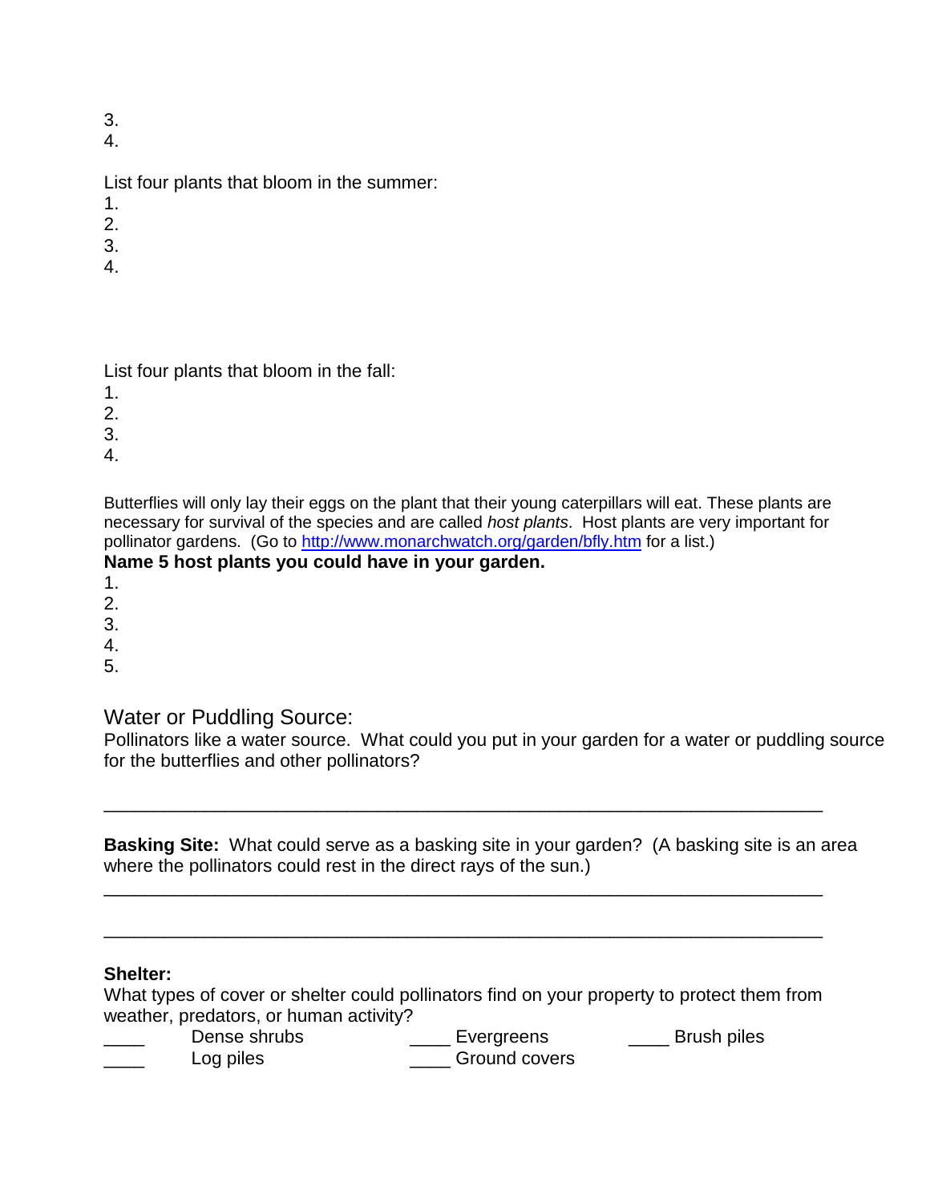3.
4.

List four plants that bloom in the summer:
1.
2.
3.
4.

List four plants that bloom in the fall:
1.
2.
3.
4.

Butterflies will only lay their eggs on the plant that their young caterpillars will eat. These plants are necessary for survival of the species and are called *host plants*. Host plants are very important for pollinator gardens. (Go to http://www.monarchwatch.org/garden/bfly.htm for a list.)

**Name 5 host plants you could have in your garden.**
1.
2.
3.
4.
5.

## Water or Puddling Source:

Pollinators like a water source. What could you put in your garden for a water or puddling source for the butterflies and other pollinators?

______________________________________________________________________

**Basking Site:** What could serve as a basking site in your garden? (A basking site is an area where the pollinators could rest in the direct rays of the sun.)

______________________________________________________________________

______________________________________________________________________

**Shelter:**

What types of cover or shelter could pollinators find on your property to protect them from weather, predators, or human activity?

____ Dense shrubs ____ Evergreens ____ Brush piles
____ Log piles ____ Ground covers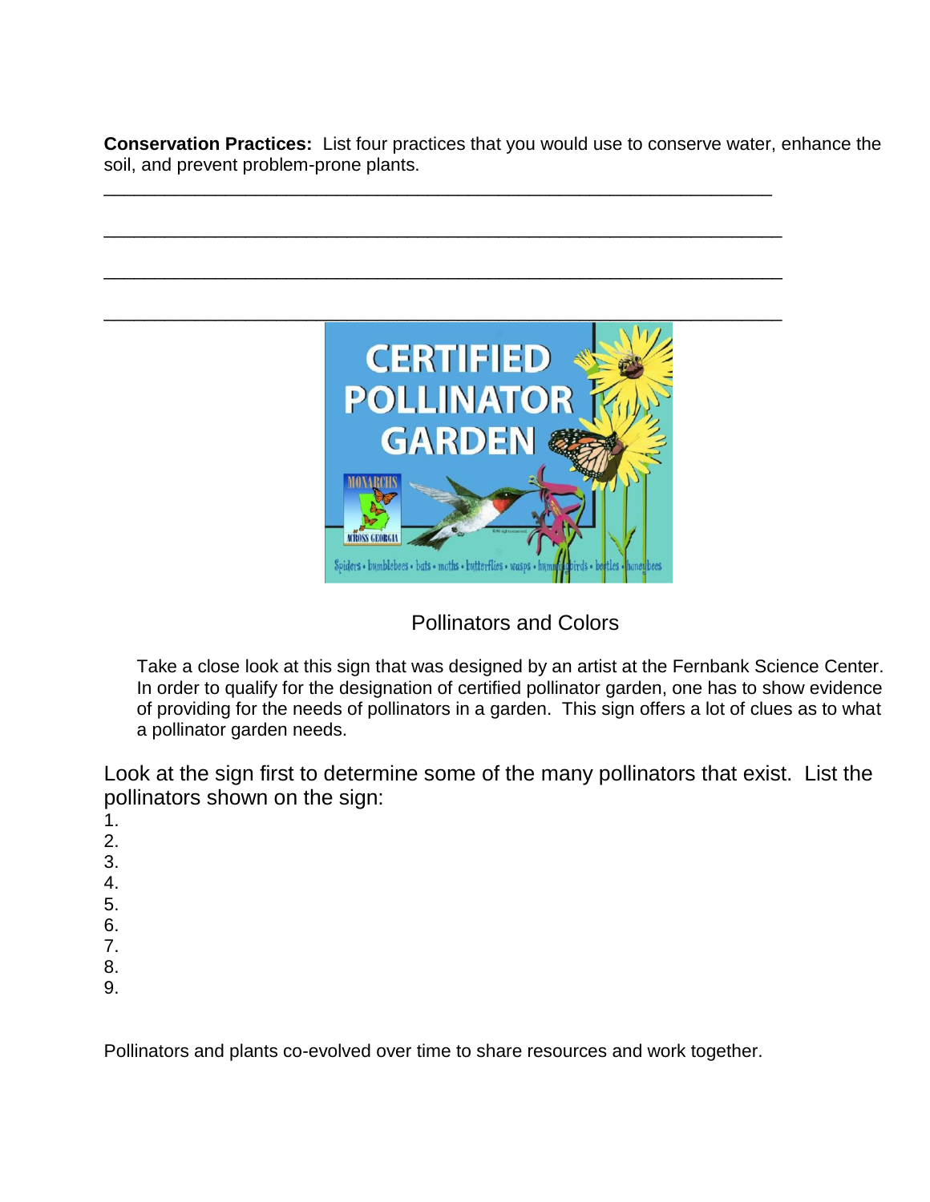**Conservation Practices:** List four practices that you would use to conserve water, enhance the soil, and prevent problem-prone plants.

_________________________________________________________________

_________________________________________________________________

_________________________________________________________________

_________________________________________________________________

Pollinators and Colors

Take a close look at this sign that was designed by an artist at the Fernbank Science Center. In order to qualify for the designation of certified pollinator garden, one has to show evidence of providing for the needs of pollinators in a garden. This sign offers a lot of clues as to what a pollinator garden needs.

Look at the sign first to determine some of the many pollinators that exist. List the pollinators shown on the sign:

1.
2.
3.
4.
5.
6.
7.
8.
9.

Pollinators and plants co-evolved over time to share resources and work together.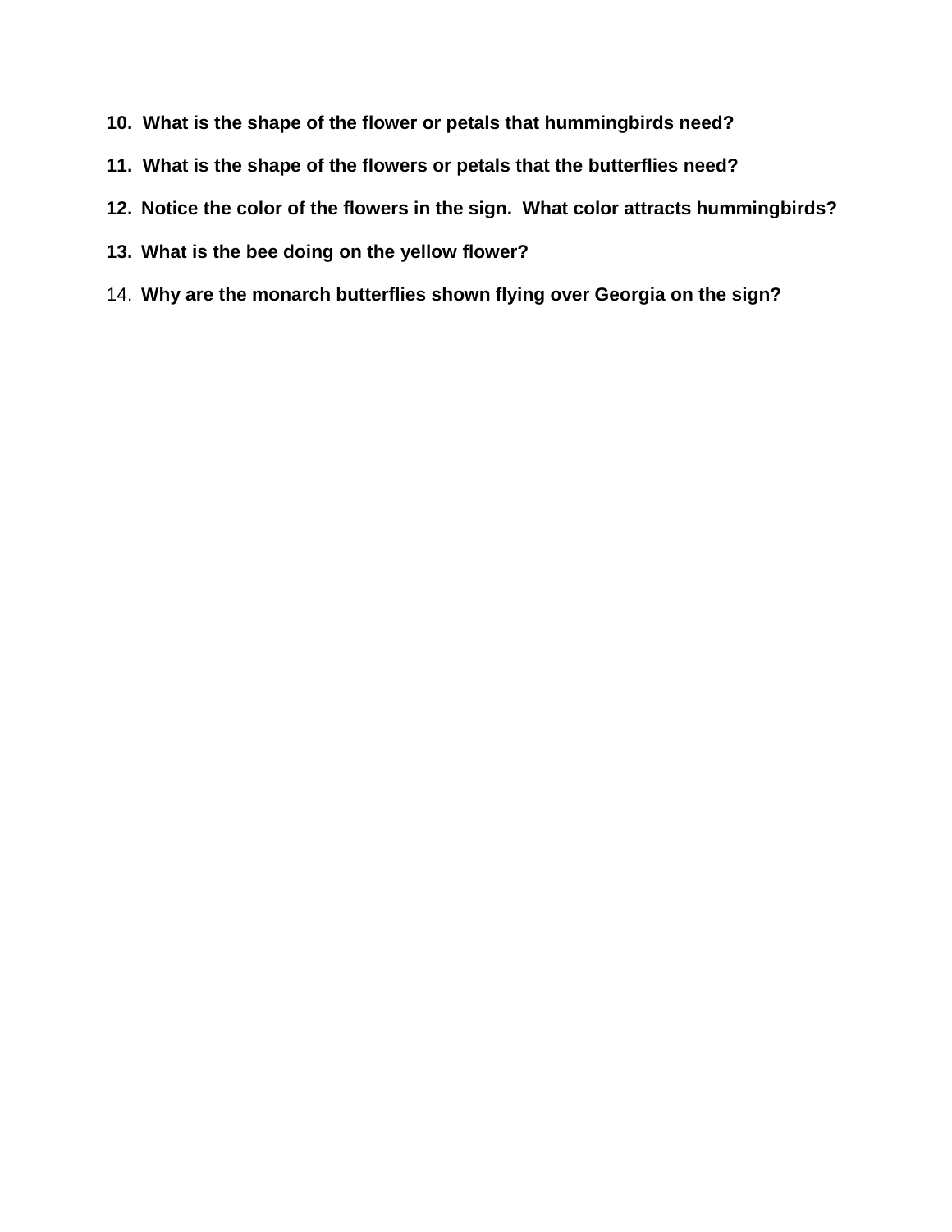**10. What is the shape of the flower or petals that hummingbirds need?**

**11. What is the shape of the flowers or petals that the butterflies need?**

**12. Notice the color of the flowers in the sign. What color attracts hummingbirds?**

**13. What is the bee doing on the yellow flower?**

14. **Why are the monarch butterflies shown flying over Georgia on the sign?**